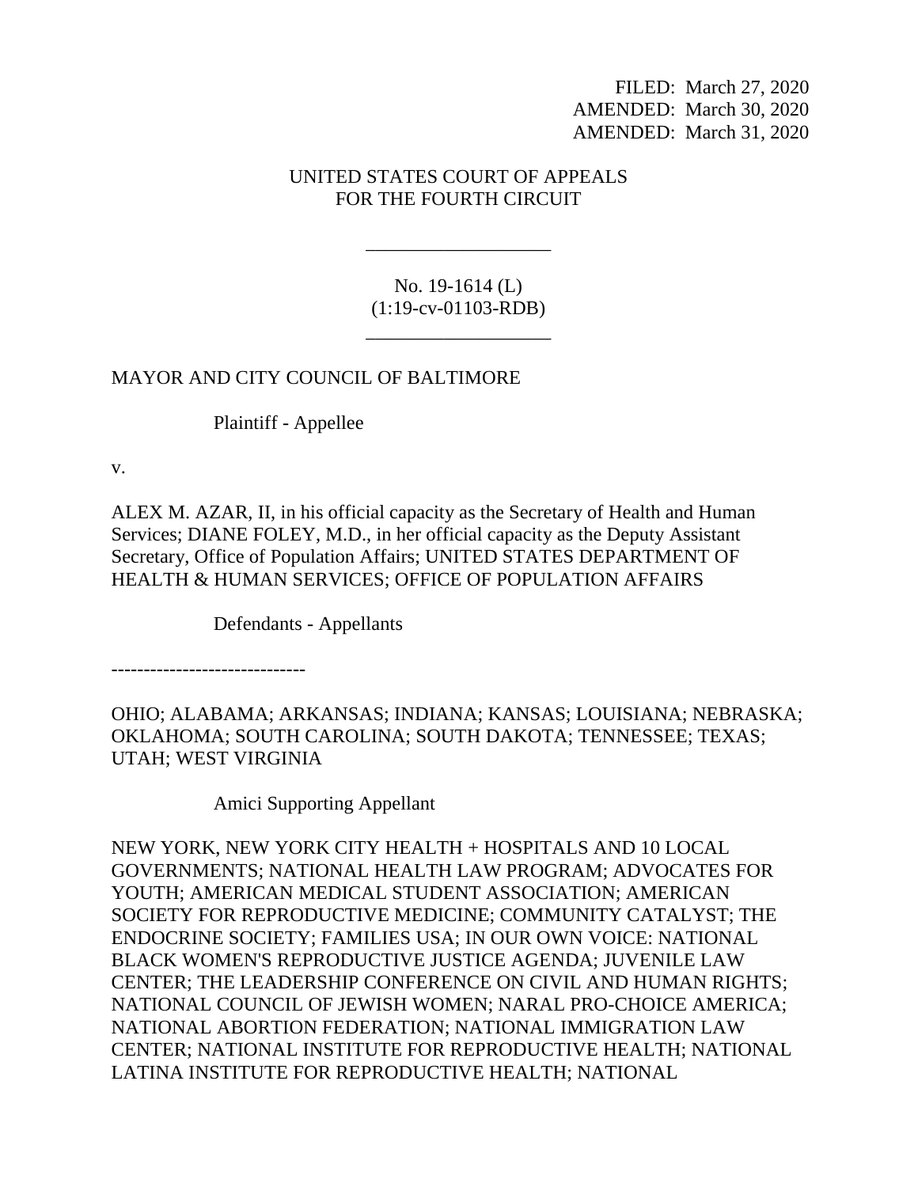FILED: March 27, 2020
AMENDED: March 30, 2020
AMENDED: March 31, 2020

UNITED STATES COURT OF APPEALS
FOR THE FOURTH CIRCUIT

___________________

No. 19-1614 (L)
(1:19-cv-01103-RDB)

___________________

MAYOR AND CITY COUNCIL OF BALTIMORE

Plaintiff - Appellee

v.

ALEX M. AZAR, II, in his official capacity as the Secretary of Health and Human Services; DIANE FOLEY, M.D., in her official capacity as the Deputy Assistant Secretary, Office of Population Affairs; UNITED STATES DEPARTMENT OF HEALTH & HUMAN SERVICES; OFFICE OF POPULATION AFFAIRS

Defendants - Appellants

------------------------------

OHIO; ALABAMA; ARKANSAS; INDIANA; KANSAS; LOUISIANA; NEBRASKA; OKLAHOMA; SOUTH CAROLINA; SOUTH DAKOTA; TENNESSEE; TEXAS; UTAH; WEST VIRGINIA

Amici Supporting Appellant

NEW YORK, NEW YORK CITY HEALTH + HOSPITALS AND 10 LOCAL GOVERNMENTS; NATIONAL HEALTH LAW PROGRAM; ADVOCATES FOR YOUTH; AMERICAN MEDICAL STUDENT ASSOCIATION; AMERICAN SOCIETY FOR REPRODUCTIVE MEDICINE; COMMUNITY CATALYST; THE ENDOCRINE SOCIETY; FAMILIES USA; IN OUR OWN VOICE: NATIONAL BLACK WOMEN'S REPRODUCTIVE JUSTICE AGENDA; JUVENILE LAW CENTER; THE LEADERSHIP CONFERENCE ON CIVIL AND HUMAN RIGHTS; NATIONAL COUNCIL OF JEWISH WOMEN; NARAL PRO-CHOICE AMERICA; NATIONAL ABORTION FEDERATION; NATIONAL IMMIGRATION LAW CENTER; NATIONAL INSTITUTE FOR REPRODUCTIVE HEALTH; NATIONAL LATINA INSTITUTE FOR REPRODUCTIVE HEALTH; NATIONAL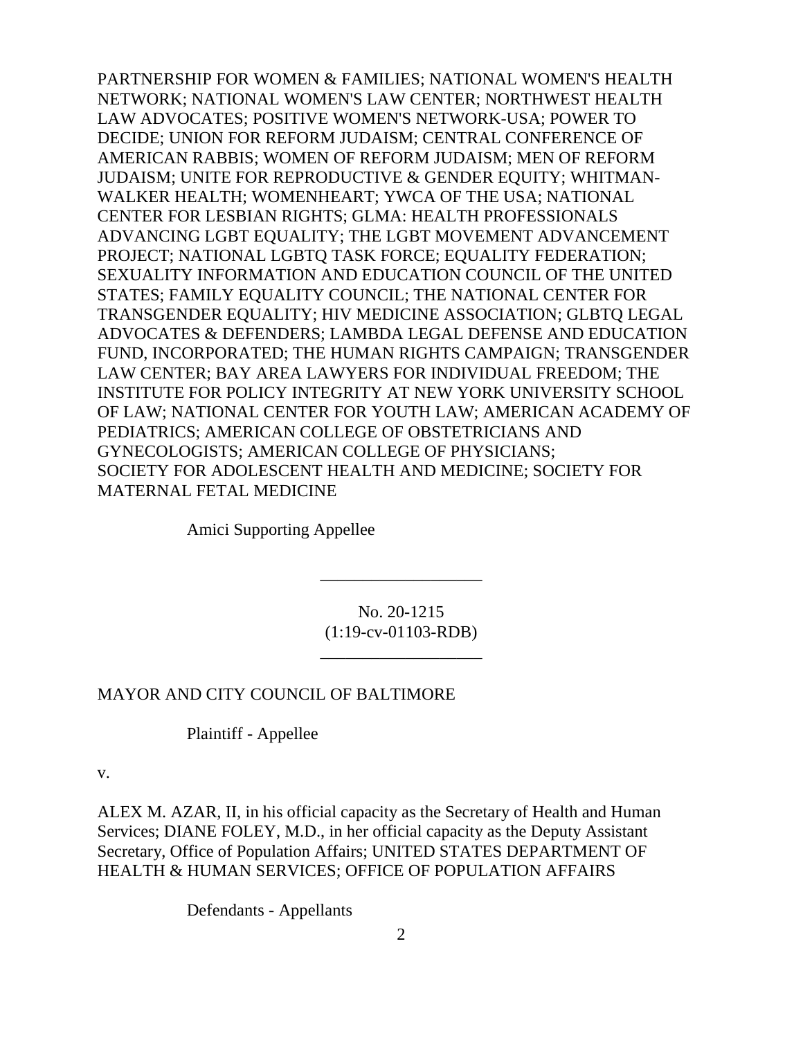PARTNERSHIP FOR WOMEN & FAMILIES; NATIONAL WOMEN'S HEALTH NETWORK; NATIONAL WOMEN'S LAW CENTER; NORTHWEST HEALTH LAW ADVOCATES; POSITIVE WOMEN'S NETWORK-USA; POWER TO DECIDE; UNION FOR REFORM JUDAISM; CENTRAL CONFERENCE OF AMERICAN RABBIS; WOMEN OF REFORM JUDAISM; MEN OF REFORM JUDAISM; UNITE FOR REPRODUCTIVE & GENDER EQUITY; WHITMAN-WALKER HEALTH; WOMENHEART; YWCA OF THE USA; NATIONAL CENTER FOR LESBIAN RIGHTS; GLMA: HEALTH PROFESSIONALS ADVANCING LGBT EQUALITY; THE LGBT MOVEMENT ADVANCEMENT PROJECT; NATIONAL LGBTQ TASK FORCE; EQUALITY FEDERATION; SEXUALITY INFORMATION AND EDUCATION COUNCIL OF THE UNITED STATES; FAMILY EQUALITY COUNCIL; THE NATIONAL CENTER FOR TRANSGENDER EQUALITY; HIV MEDICINE ASSOCIATION; GLBTQ LEGAL ADVOCATES & DEFENDERS; LAMBDA LEGAL DEFENSE AND EDUCATION FUND, INCORPORATED; THE HUMAN RIGHTS CAMPAIGN; TRANSGENDER LAW CENTER; BAY AREA LAWYERS FOR INDIVIDUAL FREEDOM; THE INSTITUTE FOR POLICY INTEGRITY AT NEW YORK UNIVERSITY SCHOOL OF LAW; NATIONAL CENTER FOR YOUTH LAW; AMERICAN ACADEMY OF PEDIATRICS; AMERICAN COLLEGE OF OBSTETRICIANS AND GYNECOLOGISTS; AMERICAN COLLEGE OF PHYSICIANS; SOCIETY FOR ADOLESCENT HEALTH AND MEDICINE; SOCIETY FOR MATERNAL FETAL MEDICINE

Amici Supporting Appellee

---

No. 20-1215
(1:19-cv-01103-RDB)

---

MAYOR AND CITY COUNCIL OF BALTIMORE

Plaintiff - Appellee

v.

ALEX M. AZAR, II, in his official capacity as the Secretary of Health and Human Services; DIANE FOLEY, M.D., in her official capacity as the Deputy Assistant Secretary, Office of Population Affairs; UNITED STATES DEPARTMENT OF HEALTH & HUMAN SERVICES; OFFICE OF POPULATION AFFAIRS

Defendants - Appellants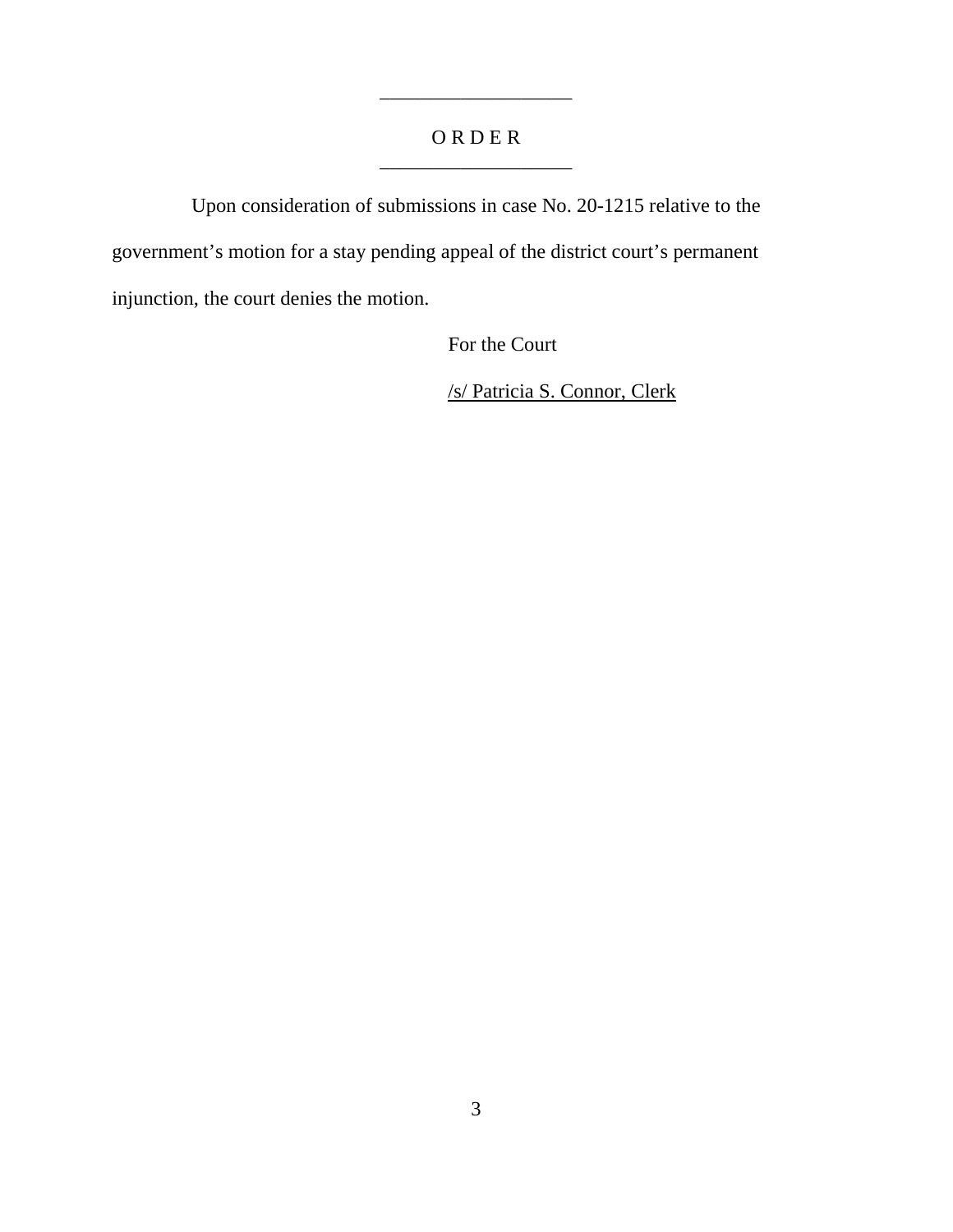# O R D E R

Upon consideration of submissions in case No. 20-1215 relative to the government's motion for a stay pending appeal of the district court's permanent injunction, the court denies the motion.

For the Court

/s/ Patricia S. Connor, Clerk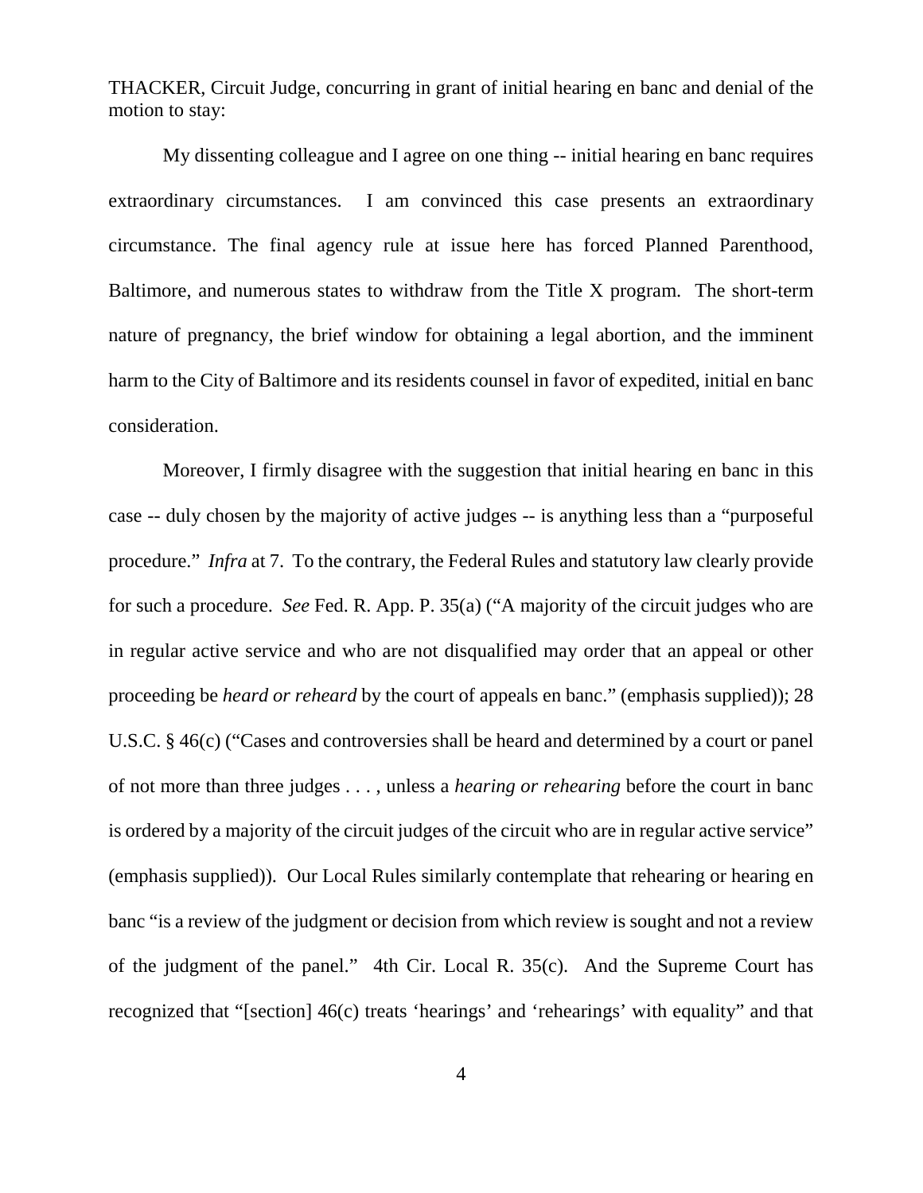THACKER, Circuit Judge, concurring in grant of initial hearing en banc and denial of the motion to stay:

My dissenting colleague and I agree on one thing -- initial hearing en banc requires extraordinary circumstances. I am convinced this case presents an extraordinary circumstance. The final agency rule at issue here has forced Planned Parenthood, Baltimore, and numerous states to withdraw from the Title X program. The short-term nature of pregnancy, the brief window for obtaining a legal abortion, and the imminent harm to the City of Baltimore and its residents counsel in favor of expedited, initial en banc consideration.

Moreover, I firmly disagree with the suggestion that initial hearing en banc in this case -- duly chosen by the majority of active judges -- is anything less than a "purposeful procedure." *Infra* at 7. To the contrary, the Federal Rules and statutory law clearly provide for such a procedure. *See* Fed. R. App. P. 35(a) ("A majority of the circuit judges who are in regular active service and who are not disqualified may order that an appeal or other proceeding be *heard or reheard* by the court of appeals en banc." (emphasis supplied)); 28 U.S.C. § 46(c) ("Cases and controversies shall be heard and determined by a court or panel of not more than three judges . . . , unless a *hearing or rehearing* before the court in banc is ordered by a majority of the circuit judges of the circuit who are in regular active service" (emphasis supplied)). Our Local Rules similarly contemplate that rehearing or hearing en banc "is a review of the judgment or decision from which review is sought and not a review of the judgment of the panel." 4th Cir. Local R. 35(c). And the Supreme Court has recognized that "[section] 46(c) treats 'hearings' and 'rehearings' with equality" and that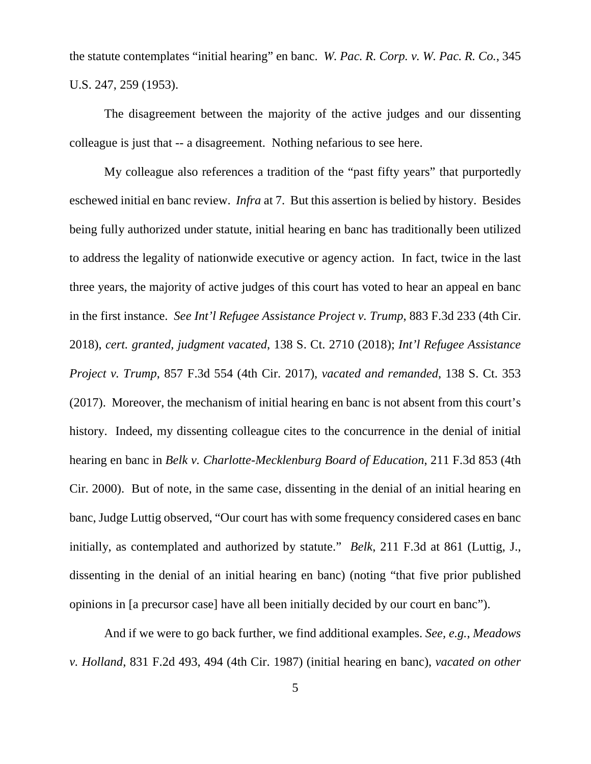the statute contemplates "initial hearing" en banc. *W. Pac. R. Corp. v. W. Pac. R. Co.*, 345 U.S. 247, 259 (1953).

The disagreement between the majority of the active judges and our dissenting colleague is just that -- a disagreement. Nothing nefarious to see here.

My colleague also references a tradition of the "past fifty years" that purportedly eschewed initial en banc review. *Infra* at 7. But this assertion is belied by history. Besides being fully authorized under statute, initial hearing en banc has traditionally been utilized to address the legality of nationwide executive or agency action. In fact, twice in the last three years, the majority of active judges of this court has voted to hear an appeal en banc in the first instance. *See Int'l Refugee Assistance Project v. Trump*, 883 F.3d 233 (4th Cir. 2018), *cert. granted, judgment vacated*, 138 S. Ct. 2710 (2018); *Int'l Refugee Assistance Project v. Trump*, 857 F.3d 554 (4th Cir. 2017), *vacated and remanded*, 138 S. Ct. 353 (2017). Moreover, the mechanism of initial hearing en banc is not absent from this court's history. Indeed, my dissenting colleague cites to the concurrence in the denial of initial hearing en banc in *Belk v. Charlotte-Mecklenburg Board of Education*, 211 F.3d 853 (4th Cir. 2000). But of note, in the same case, dissenting in the denial of an initial hearing en banc, Judge Luttig observed, "Our court has with some frequency considered cases en banc initially, as contemplated and authorized by statute." *Belk*, 211 F.3d at 861 (Luttig, J., dissenting in the denial of an initial hearing en banc) (noting "that five prior published opinions in [a precursor case] have all been initially decided by our court en banc").

And if we were to go back further, we find additional examples. *See, e.g.*, *Meadows v. Holland*, 831 F.2d 493, 494 (4th Cir. 1987) (initial hearing en banc), *vacated on other*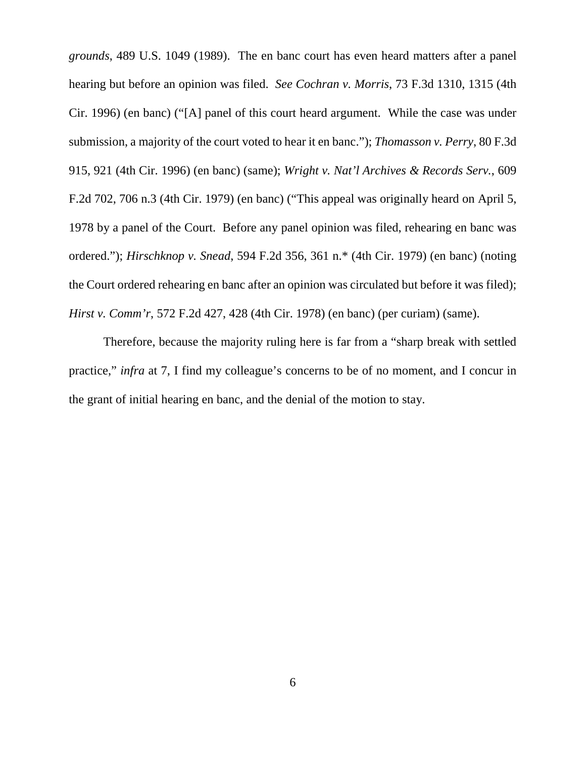*grounds*, 489 U.S. 1049 (1989). The en banc court has even heard matters after a panel hearing but before an opinion was filed. *See Cochran v. Morris*, 73 F.3d 1310, 1315 (4th Cir. 1996) (en banc) ("[A] panel of this court heard argument. While the case was under submission, a majority of the court voted to hear it en banc."); *Thomasson v. Perry*, 80 F.3d 915, 921 (4th Cir. 1996) (en banc) (same); *Wright v. Nat'l Archives & Records Serv.*, 609 F.2d 702, 706 n.3 (4th Cir. 1979) (en banc) ("This appeal was originally heard on April 5, 1978 by a panel of the Court. Before any panel opinion was filed, rehearing en banc was ordered."); *Hirschknop v. Snead*, 594 F.2d 356, 361 n.* (4th Cir. 1979) (en banc) (noting the Court ordered rehearing en banc after an opinion was circulated but before it was filed); *Hirst v. Comm'r*, 572 F.2d 427, 428 (4th Cir. 1978) (en banc) (per curiam) (same).

Therefore, because the majority ruling here is far from a "sharp break with settled practice," *infra* at 7, I find my colleague's concerns to be of no moment, and I concur in the grant of initial hearing en banc, and the denial of the motion to stay.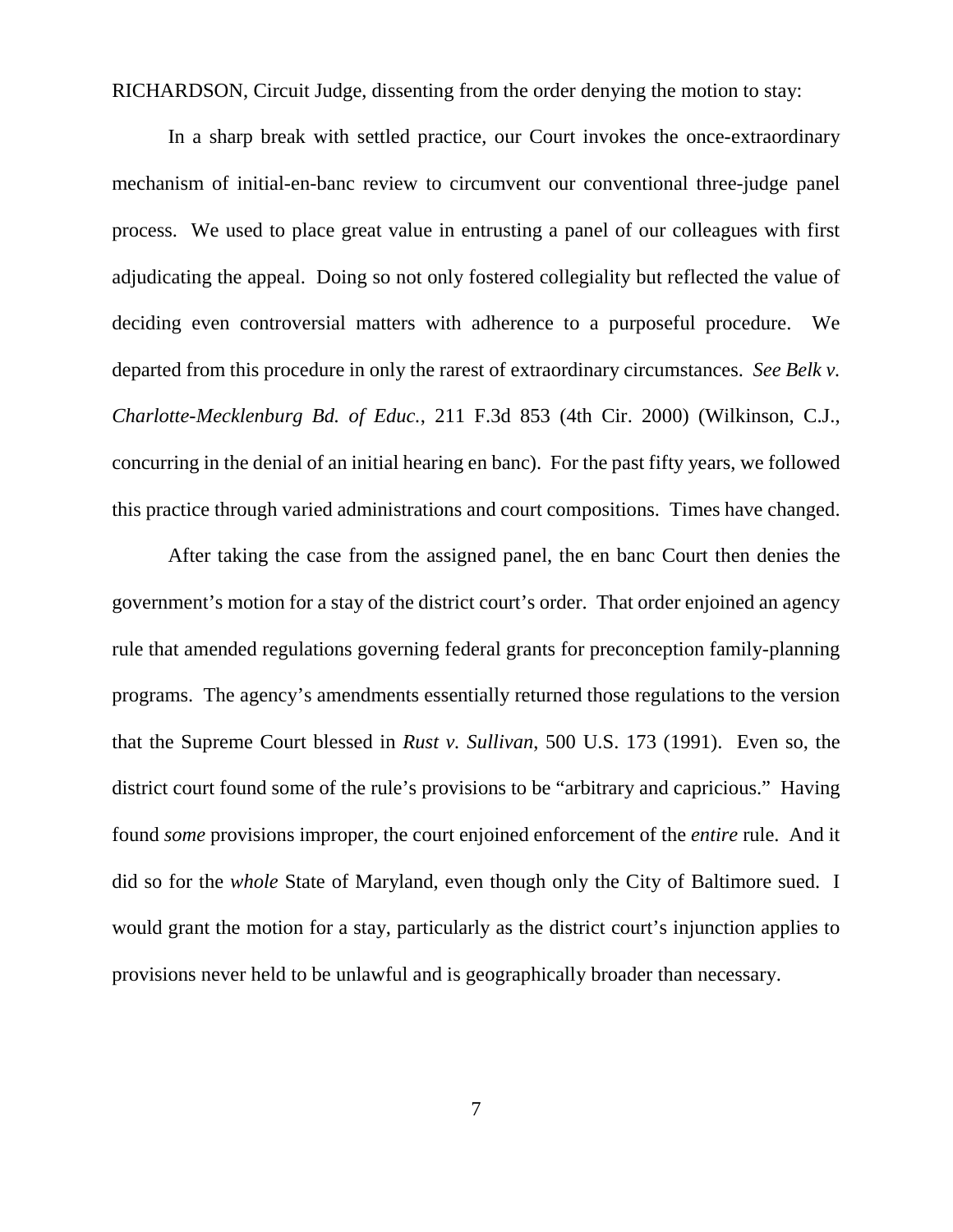RICHARDSON, Circuit Judge, dissenting from the order denying the motion to stay:

In a sharp break with settled practice, our Court invokes the once-extraordinary mechanism of initial-en-banc review to circumvent our conventional three-judge panel process. We used to place great value in entrusting a panel of our colleagues with first adjudicating the appeal. Doing so not only fostered collegiality but reflected the value of deciding even controversial matters with adherence to a purposeful procedure. We departed from this procedure in only the rarest of extraordinary circumstances. *See Belk v. Charlotte-Mecklenburg Bd. of Educ.*, 211 F.3d 853 (4th Cir. 2000) (Wilkinson, C.J., concurring in the denial of an initial hearing en banc). For the past fifty years, we followed this practice through varied administrations and court compositions. Times have changed.

After taking the case from the assigned panel, the en banc Court then denies the government's motion for a stay of the district court's order. That order enjoined an agency rule that amended regulations governing federal grants for preconception family-planning programs. The agency's amendments essentially returned those regulations to the version that the Supreme Court blessed in *Rust v. Sullivan*, 500 U.S. 173 (1991). Even so, the district court found some of the rule's provisions to be "arbitrary and capricious." Having found *some* provisions improper, the court enjoined enforcement of the *entire* rule. And it did so for the *whole* State of Maryland, even though only the City of Baltimore sued. I would grant the motion for a stay, particularly as the district court's injunction applies to provisions never held to be unlawful and is geographically broader than necessary.